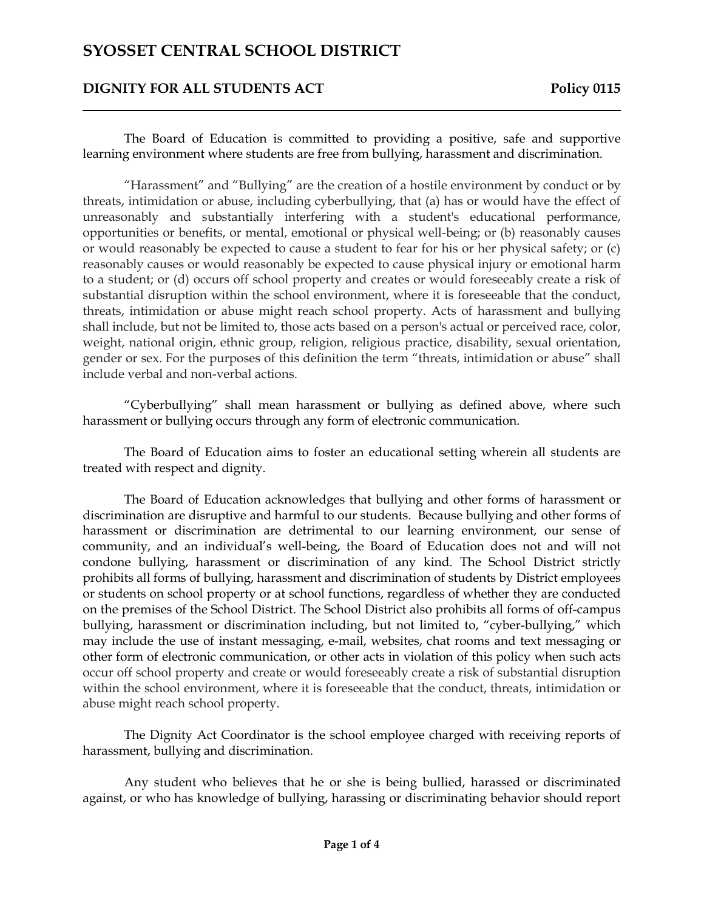# SYOSSET CENTRAL SCHOOL DISTRICT

## DIGNITY FOR ALL STUDENTS ACT — Policy 0115

The Board of Education is committed to providing a positive, safe and supportive learning environment where students are free from bullying, harassment and discrimination.

"Harassment" and "Bullying" are the creation of a hostile environment by conduct or by threats, intimidation or abuse, including cyberbullying, that (a) has or would have the effect of unreasonably and substantially interfering with a student's educational performance, opportunities or benefits, or mental, emotional or physical well-being; or (b) reasonably causes or would reasonably be expected to cause a student to fear for his or her physical safety; or (c) reasonably causes or would reasonably be expected to cause physical injury or emotional harm to a student; or (d) occurs off school property and creates or would foreseeably create a risk of substantial disruption within the school environment, where it is foreseeable that the conduct, threats, intimidation or abuse might reach school property. Acts of harassment and bullying shall include, but not be limited to, those acts based on a person's actual or perceived race, color, weight, national origin, ethnic group, religion, religious practice, disability, sexual orientation, gender or sex. For the purposes of this definition the term "threats, intimidation or abuse" shall include verbal and non-verbal actions.

"Cyberbullying" shall mean harassment or bullying as defined above, where such harassment or bullying occurs through any form of electronic communication.

The Board of Education aims to foster an educational setting wherein all students are treated with respect and dignity.

The Board of Education acknowledges that bullying and other forms of harassment or discrimination are disruptive and harmful to our students. Because bullying and other forms of harassment or discrimination are detrimental to our learning environment, our sense of community, and an individual's well-being, the Board of Education does not and will not condone bullying, harassment or discrimination of any kind. The School District strictly prohibits all forms of bullying, harassment and discrimination of students by District employees or students on school property or at school functions, regardless of whether they are conducted on the premises of the School District. The School District also prohibits all forms of off-campus bullying, harassment or discrimination including, but not limited to, "cyber-bullying," which may include the use of instant messaging, e-mail, websites, chat rooms and text messaging or other form of electronic communication, or other acts in violation of this policy when such acts occur off school property and create or would foreseeably create a risk of substantial disruption within the school environment, where it is foreseeable that the conduct, threats, intimidation or abuse might reach school property.

The Dignity Act Coordinator is the school employee charged with receiving reports of harassment, bullying and discrimination.

Any student who believes that he or she is being bullied, harassed or discriminated against, or who has knowledge of bullying, harassing or discriminating behavior should report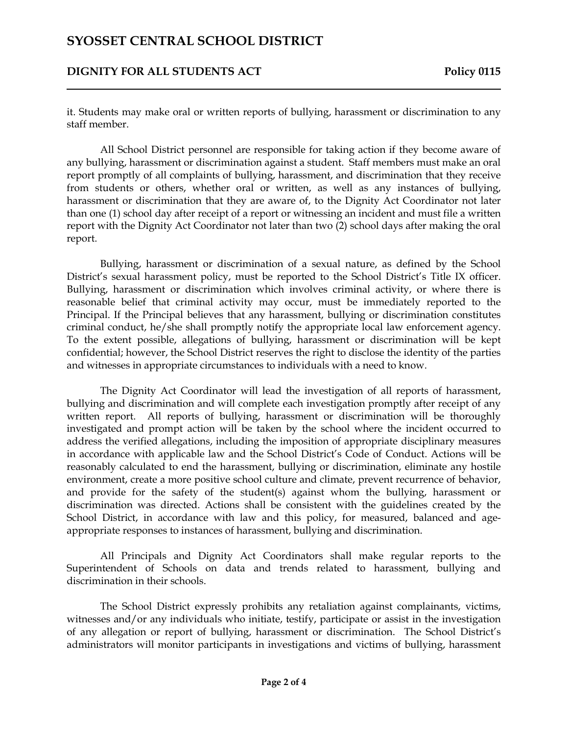it. Students may make oral or written reports of bullying, harassment or discrimination to any staff member.

All School District personnel are responsible for taking action if they become aware of any bullying, harassment or discrimination against a student. Staff members must make an oral report promptly of all complaints of bullying, harassment, and discrimination that they receive from students or others, whether oral or written, as well as any instances of bullying, harassment or discrimination that they are aware of, to the Dignity Act Coordinator not later than one (1) school day after receipt of a report or witnessing an incident and must file a written report with the Dignity Act Coordinator not later than two (2) school days after making the oral report.

Bullying, harassment or discrimination of a sexual nature, as defined by the School District's sexual harassment policy, must be reported to the School District's Title IX officer. Bullying, harassment or discrimination which involves criminal activity, or where there is reasonable belief that criminal activity may occur, must be immediately reported to the Principal. If the Principal believes that any harassment, bullying or discrimination constitutes criminal conduct, he/she shall promptly notify the appropriate local law enforcement agency. To the extent possible, allegations of bullying, harassment or discrimination will be kept confidential; however, the School District reserves the right to disclose the identity of the parties and witnesses in appropriate circumstances to individuals with a need to know.

The Dignity Act Coordinator will lead the investigation of all reports of harassment, bullying and discrimination and will complete each investigation promptly after receipt of any written report. All reports of bullying, harassment or discrimination will be thoroughly investigated and prompt action will be taken by the school where the incident occurred to address the verified allegations, including the imposition of appropriate disciplinary measures in accordance with applicable law and the School District's Code of Conduct. Actions will be reasonably calculated to end the harassment, bullying or discrimination, eliminate any hostile environment, create a more positive school culture and climate, prevent recurrence of behavior, and provide for the safety of the student(s) against whom the bullying, harassment or discrimination was directed. Actions shall be consistent with the guidelines created by the School District, in accordance with law and this policy, for measured, balanced and age-appropriate responses to instances of harassment, bullying and discrimination.

All Principals and Dignity Act Coordinators shall make regular reports to the Superintendent of Schools on data and trends related to harassment, bullying and discrimination in their schools.

The School District expressly prohibits any retaliation against complainants, victims, witnesses and/or any individuals who initiate, testify, participate or assist in the investigation of any allegation or report of bullying, harassment or discrimination. The School District's administrators will monitor participants in investigations and victims of bullying, harassment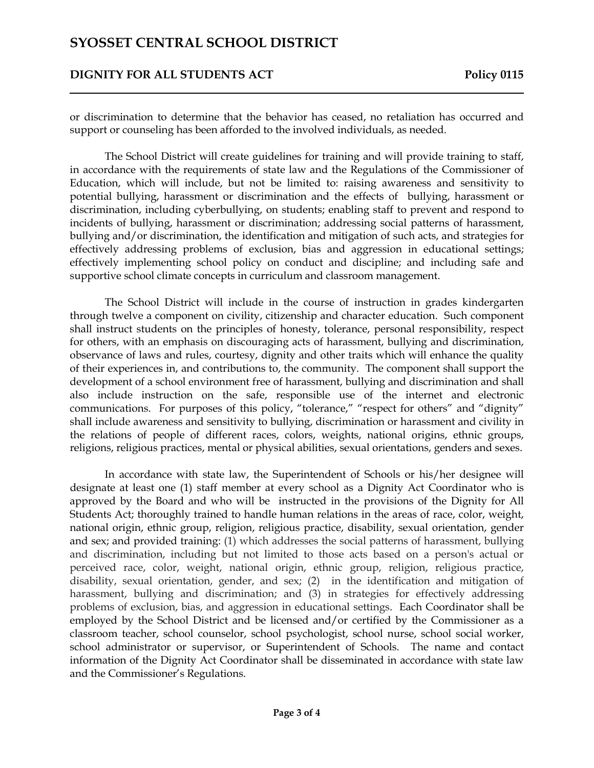or discrimination to determine that the behavior has ceased, no retaliation has occurred and support or counseling has been afforded to the involved individuals, as needed.

The School District will create guidelines for training and will provide training to staff, in accordance with the requirements of state law and the Regulations of the Commissioner of Education, which will include, but not be limited to: raising awareness and sensitivity to potential bullying, harassment or discrimination and the effects of bullying, harassment or discrimination, including cyberbullying, on students; enabling staff to prevent and respond to incidents of bullying, harassment or discrimination; addressing social patterns of harassment, bullying and/or discrimination, the identification and mitigation of such acts, and strategies for effectively addressing problems of exclusion, bias and aggression in educational settings; effectively implementing school policy on conduct and discipline; and including safe and supportive school climate concepts in curriculum and classroom management.

The School District will include in the course of instruction in grades kindergarten through twelve a component on civility, citizenship and character education. Such component shall instruct students on the principles of honesty, tolerance, personal responsibility, respect for others, with an emphasis on discouraging acts of harassment, bullying and discrimination, observance of laws and rules, courtesy, dignity and other traits which will enhance the quality of their experiences in, and contributions to, the community. The component shall support the development of a school environment free of harassment, bullying and discrimination and shall also include instruction on the safe, responsible use of the internet and electronic communications. For purposes of this policy, "tolerance," "respect for others" and "dignity" shall include awareness and sensitivity to bullying, discrimination or harassment and civility in the relations of people of different races, colors, weights, national origins, ethnic groups, religions, religious practices, mental or physical abilities, sexual orientations, genders and sexes.

In accordance with state law, the Superintendent of Schools or his/her designee will designate at least one (1) staff member at every school as a Dignity Act Coordinator who is approved by the Board and who will be instructed in the provisions of the Dignity for All Students Act; thoroughly trained to handle human relations in the areas of race, color, weight, national origin, ethnic group, religion, religious practice, disability, sexual orientation, gender and sex; and provided training: (1) which addresses the social patterns of harassment, bullying and discrimination, including but not limited to those acts based on a person's actual or perceived race, color, weight, national origin, ethnic group, religion, religious practice, disability, sexual orientation, gender, and sex; (2) in the identification and mitigation of harassment, bullying and discrimination; and (3) in strategies for effectively addressing problems of exclusion, bias, and aggression in educational settings. Each Coordinator shall be employed by the School District and be licensed and/or certified by the Commissioner as a classroom teacher, school counselor, school psychologist, school nurse, school social worker, school administrator or supervisor, or Superintendent of Schools. The name and contact information of the Dignity Act Coordinator shall be disseminated in accordance with state law and the Commissioner's Regulations.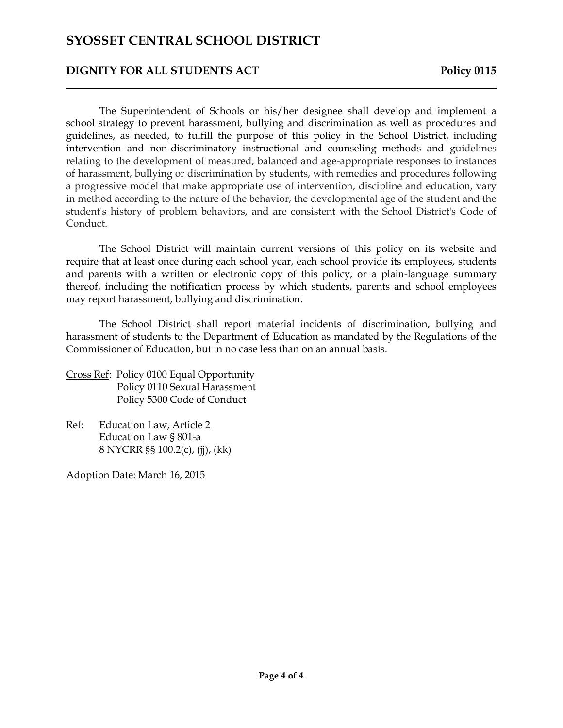The Superintendent of Schools or his/her designee shall develop and implement a school strategy to prevent harassment, bullying and discrimination as well as procedures and guidelines, as needed, to fulfill the purpose of this policy in the School District, including intervention and non-discriminatory instructional and counseling methods and guidelines relating to the development of measured, balanced and age-appropriate responses to instances of harassment, bullying or discrimination by students, with remedies and procedures following a progressive model that make appropriate use of intervention, discipline and education, vary in method according to the nature of the behavior, the developmental age of the student and the student's history of problem behaviors, and are consistent with the School District's Code of Conduct.

The School District will maintain current versions of this policy on its website and require that at least once during each school year, each school provide its employees, students and parents with a written or electronic copy of this policy, or a plain-language summary thereof, including the notification process by which students, parents and school employees may report harassment, bullying and discrimination.

The School District shall report material incidents of discrimination, bullying and harassment of students to the Department of Education as mandated by the Regulations of the Commissioner of Education, but in no case less than on an annual basis.

Cross Ref: Policy 0100 Equal Opportunity
Policy 0110 Sexual Harassment
Policy 5300 Code of Conduct

Ref: Education Law, Article 2
Education Law § 801-a
8 NYCRR §§ 100.2(c), (jj), (kk)

Adoption Date: March 16, 2015